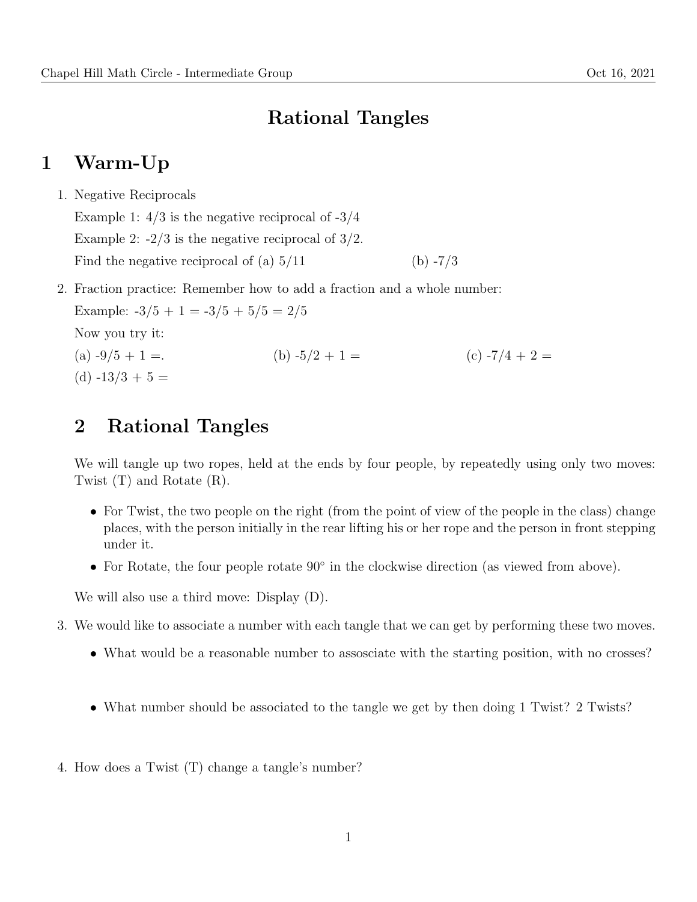# Rational Tangles

## 1 Warm-Up

1. Negative Reciprocals

   Example 1: 4/3 is the negative reciprocal of -3/4

   Example 2: -2/3 is the negative reciprocal of 3/2.

   Find the negative reciprocal of (a) 5/11 (b) -7/3

2. Fraction practice: Remember how to add a fraction and a whole number:

   Example: -3/5 + 1 = -3/5 + 5/5 = 2/5

   Now you try it:

   (a) -9/5 + 1 =. (b) -5/2 + 1 = (c) -7/4 + 2 =

   (d) -13/3 + 5 =

## 2 Rational Tangles

We will tangle up two ropes, held at the ends by four people, by repeatedly using only two moves: Twist (T) and Rotate (R).

- For Twist, the two people on the right (from the point of view of the people in the class) change places, with the person initially in the rear lifting his or her rope and the person in front stepping under it.
- For Rotate, the four people rotate 90° in the clockwise direction (as viewed from above).

We will also use a third move: Display (D).

3. We would like to associate a number with each tangle that we can get by performing these two moves.
   - What would be a reasonable number to assosciate with the starting position, with no crosses?
   - What number should be associated to the tangle we get by then doing 1 Twist? 2 Twists?

4. How does a Twist (T) change a tangle's number?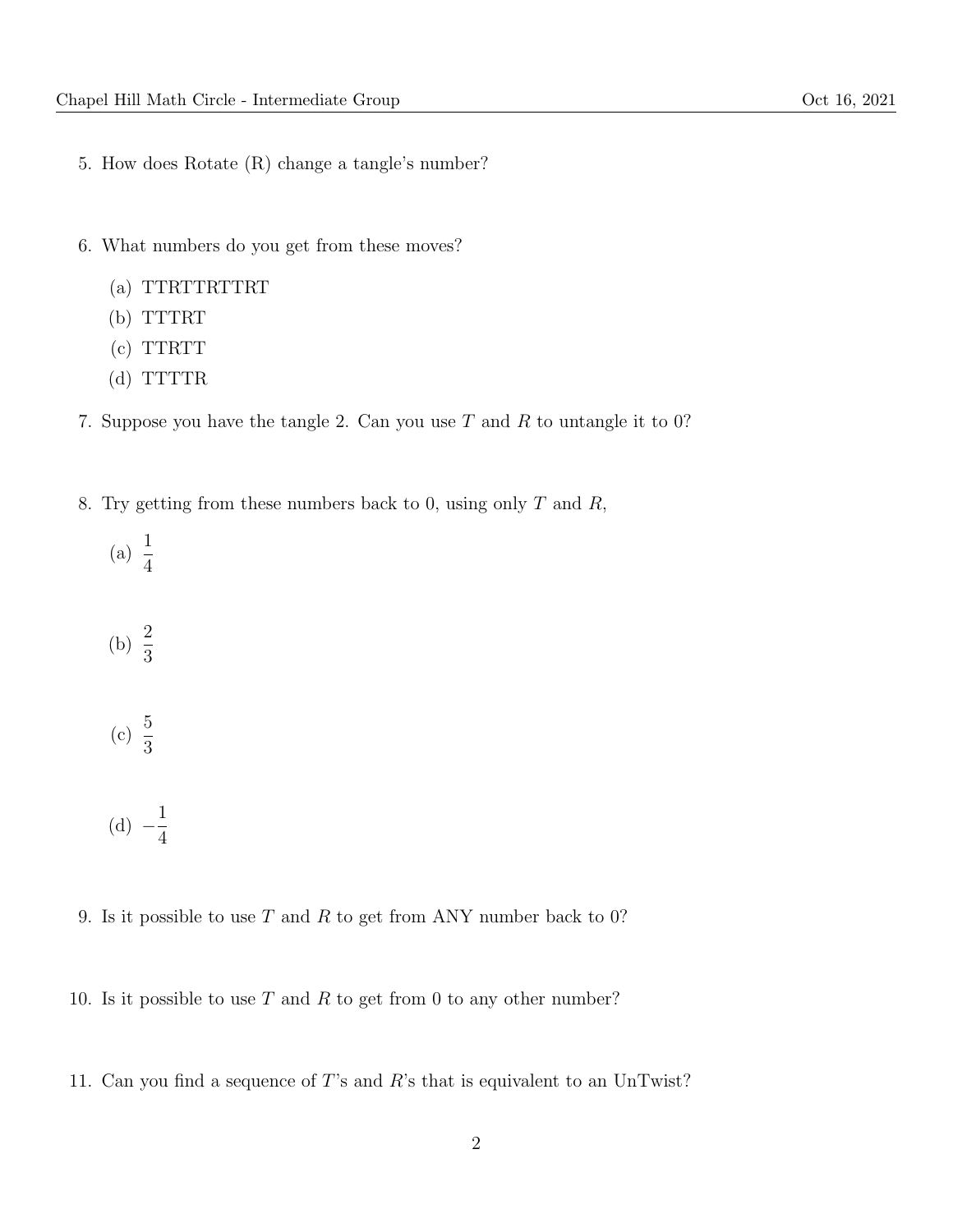5. How does Rotate (R) change a tangle's number?

6. What numbers do you get from these moves?

   (a) TTRTTRTTRT

   (b) TTTRT

   (c) TTRTT

   (d) TTTTR

7. Suppose you have the tangle 2. Can you use $T$ and $R$ to untangle it to 0?

8. Try getting from these numbers back to 0, using only $T$ and $R$,

   (a) $\frac{1}{4}$

   (b) $\frac{2}{3}$

   (c) $\frac{5}{3}$

   (d) $-\frac{1}{4}$

9. Is it possible to use $T$ and $R$ to get from ANY number back to 0?

10. Is it possible to use $T$ and $R$ to get from 0 to any other number?

11. Can you find a sequence of $T$'s and $R$'s that is equivalent to an UnTwist?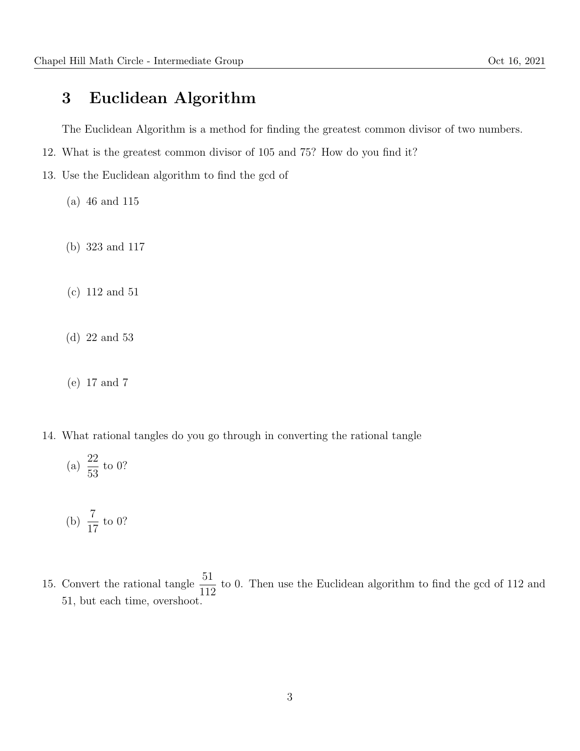## 3 Euclidean Algorithm

The Euclidean Algorithm is a method for finding the greatest common divisor of two numbers.

12. What is the greatest common divisor of 105 and 75? How do you find it?

13. Use the Euclidean algorithm to find the gcd of

    (a) 46 and 115

    (b) 323 and 117

    (c) 112 and 51

    (d) 22 and 53

    (e) 17 and 7

14. What rational tangles do you go through in converting the rational tangle

    (a) $\frac{22}{53}$ to 0?

    (b) $\frac{7}{17}$ to 0?

15. Convert the rational tangle $\frac{51}{112}$ to 0. Then use the Euclidean algorithm to find the gcd of 112 and 51, but each time, overshoot.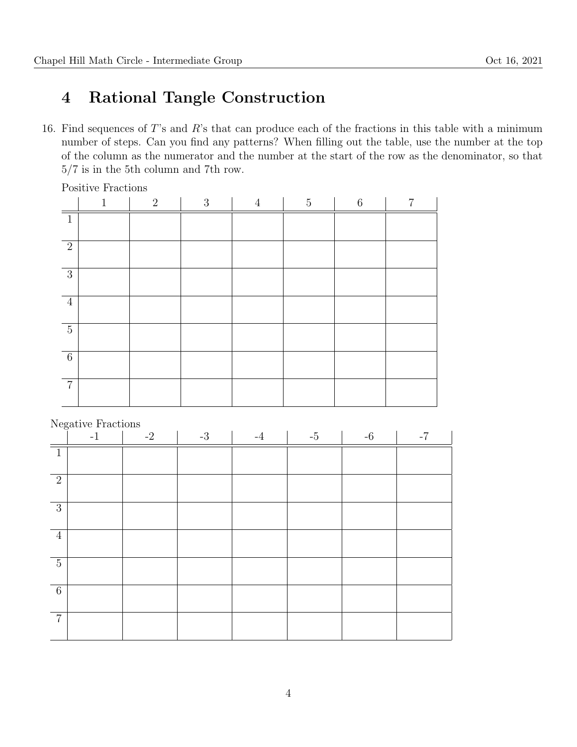## 4 Rational Tangle Construction

16. Find sequences of $T$'s and $R$'s that can produce each of the fractions in this table with a minimum number of steps. Can you find any patterns? When filling out the table, use the number at the top of the column as the numerator and the number at the start of the row as the denominator, so that $5/7$ is in the 5th column and 7th row.

Positive Fractions

| | 1 | 2 | 3 | 4 | 5 | 6 | 7 |
|---|---|---|---|---|---|---|---|
| 1 | | | | | | | |
| 2 | | | | | | | |
| 3 | | | | | | | |
| 4 | | | | | | | |
| 5 | | | | | | | |
| 6 | | | | | | | |
| 7 | | | | | | | |

Negative Fractions

| | -1 | -2 | -3 | -4 | -5 | -6 | -7 |
|---|---|---|---|---|---|---|---|
| 1 | | | | | | | |
| 2 | | | | | | | |
| 3 | | | | | | | |
| 4 | | | | | | | |
| 5 | | | | | | | |
| 6 | | | | | | | |
| 7 | | | | | | | |